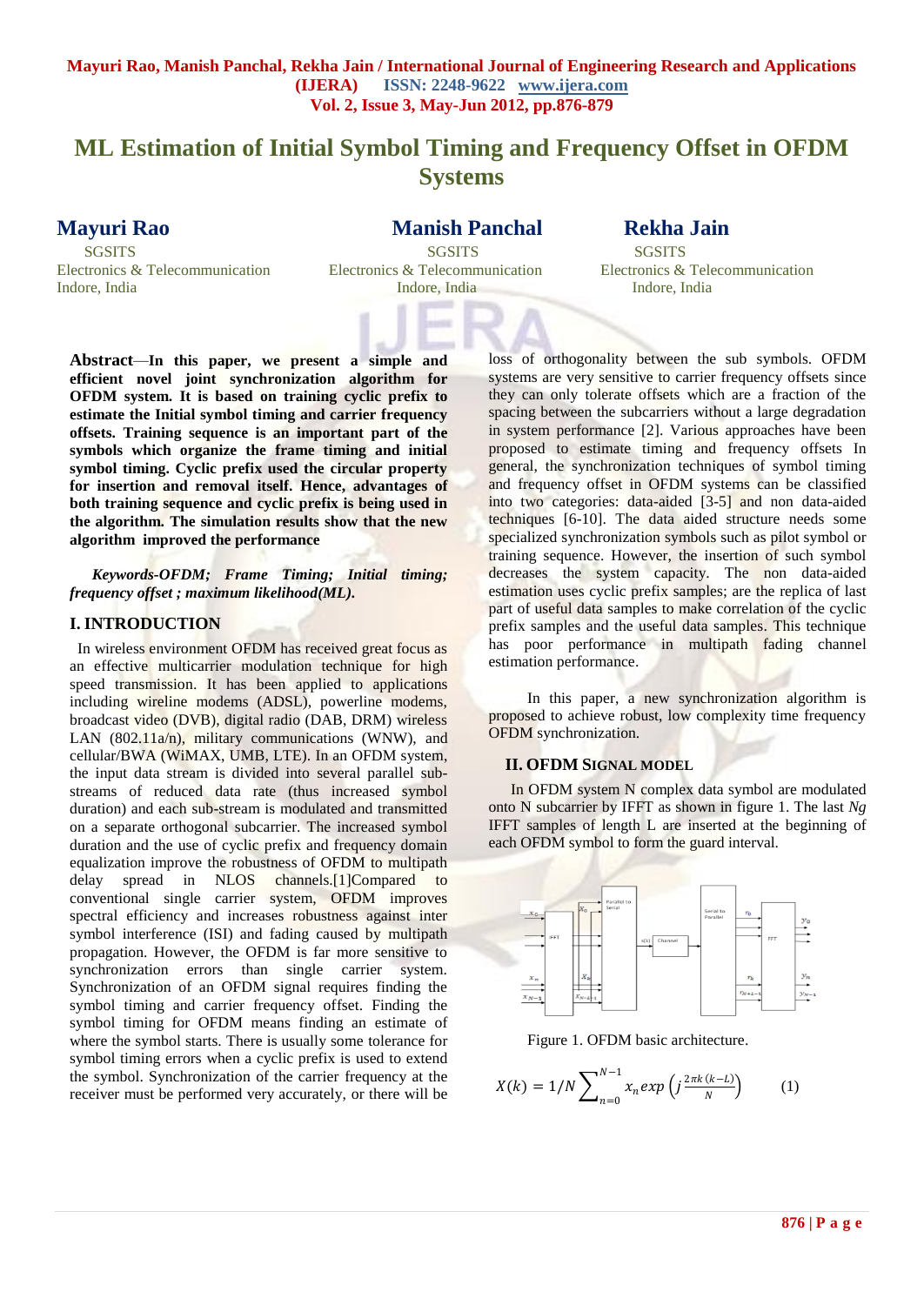# ML Estimation of Initial Symbol Timing and Frequency Offset in OFDM Systems

**Mayuri Rao**
SGSITS
Electronics & Telecommunication
Indore, India

**Manish Panchal**
SGSITS
Electronics & Telecommunication
Indore, India

**Rekha Jain**
SGSITS
Electronics & Telecommunication
Indore, India

**Abstract**—**In this paper, we present a simple and efficient novel joint synchronization algorithm for OFDM system. It is based on training cyclic prefix to estimate the Initial symbol timing and carrier frequency offsets. Training sequence is an important part of the symbols which organize the frame timing and initial symbol timing. Cyclic prefix used the circular property for insertion and removal itself. Hence, advantages of both training sequence and cyclic prefix is being used in the algorithm. The simulation results show that the new algorithm improved the performance**

***Keywords-OFDM; Frame Timing; Initial timing; frequency offset ; maximum likelihood(ML).***

## I. INTRODUCTION

In wireless environment OFDM has received great focus as an effective multicarrier modulation technique for high speed transmission. It has been applied to applications including wireline modems (ADSL), powerline modems, broadcast video (DVB), digital radio (DAB, DRM) wireless LAN (802.11a/n), military communications (WNW), and cellular/BWA (WiMAX, UMB, LTE). In an OFDM system, the input data stream is divided into several parallel sub-streams of reduced data rate (thus increased symbol duration) and each sub-stream is modulated and transmitted on a separate orthogonal subcarrier. The increased symbol duration and the use of cyclic prefix and frequency domain equalization improve the robustness of OFDM to multipath delay spread in NLOS channels.[1]Compared to conventional single carrier system, OFDM improves spectral efficiency and increases robustness against inter symbol interference (ISI) and fading caused by multipath propagation. However, the OFDM is far more sensitive to synchronization errors than single carrier system. Synchronization of an OFDM signal requires finding the symbol timing and carrier frequency offset. Finding the symbol timing for OFDM means finding an estimate of where the symbol starts. There is usually some tolerance for symbol timing errors when a cyclic prefix is used to extend the symbol. Synchronization of the carrier frequency at the receiver must be performed very accurately, or there will be loss of orthogonality between the sub symbols. OFDM systems are very sensitive to carrier frequency offsets since they can only tolerate offsets which are a fraction of the spacing between the subcarriers without a large degradation in system performance [2]. Various approaches have been proposed to estimate timing and frequency offsets In general, the synchronization techniques of symbol timing and frequency offset in OFDM systems can be classified into two categories: data-aided [3-5] and non data-aided techniques [6-10]. The data aided structure needs some specialized synchronization symbols such as pilot symbol or training sequence. However, the insertion of such symbol decreases the system capacity. The non data-aided estimation uses cyclic prefix samples; are the replica of last part of useful data samples to make correlation of the cyclic prefix samples and the useful data samples. This technique has poor performance in multipath fading channel estimation performance.

In this paper, a new synchronization algorithm is proposed to achieve robust, low complexity time frequency OFDM synchronization.

## II. OFDM SIGNAL MODEL

In OFDM system N complex data symbol are modulated onto N subcarrier by IFFT as shown in figure 1. The last *Ng* IFFT samples of length L are inserted at the beginning of each OFDM symbol to form the guard interval.

Figure 1. OFDM basic architecture.

$$X(k) = 1/N \sum_{n=0}^{N-1} x_n exp\left(j\frac{2\pi k\,(k-L)}{N}\right) \qquad (1)$$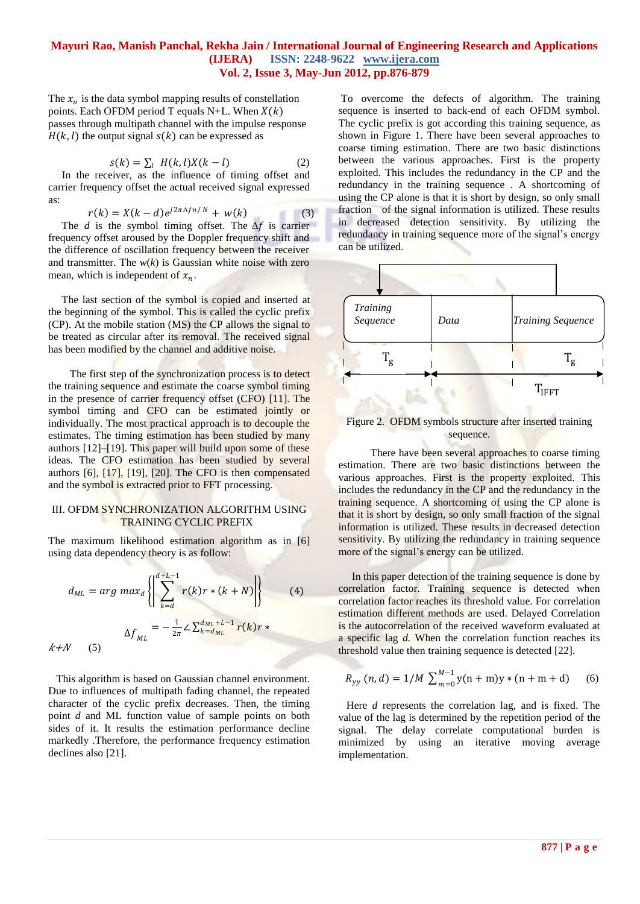The $x_n$ is the data symbol mapping results of constellation points. Each OFDM period T equals N+L. When $X(k)$ passes through multipath channel with the impulse response $H(k,l)$ the output signal $s(k)$ can be expressed as

$$s(k) = \sum_l H(k,l)X(k-l) \qquad (2)$$

In the receiver, as the influence of timing offset and carrier frequency offset the actual received signal expressed as:

$$r(k) = X(k-d)e^{j2\pi\Delta fn/N} + w(k) \qquad (3)$$

The $d$ is the symbol timing offset. The $\Delta f$ is carrier frequency offset aroused by the Doppler frequency shift and the difference of oscillation frequency between the receiver and transmitter. The $w(k)$ is Gaussian white noise with zero mean, which is independent of $x_n$.

The last section of the symbol is copied and inserted at the beginning of the symbol. This is called the cyclic prefix (CP). At the mobile station (MS) the CP allows the signal to be treated as circular after its removal. The received signal has been modified by the channel and additive noise.

The first step of the synchronization process is to detect the training sequence and estimate the coarse symbol timing in the presence of carrier frequency offset (CFO) [11]. The symbol timing and CFO can be estimated jointly or individually. The most practical approach is to decouple the estimates. The timing estimation has been studied by many authors [12]–[19]. This paper will build upon some of these ideas. The CFO estimation has been studied by several authors [6], [17], [19], [20]. The CFO is then compensated and the symbol is extracted prior to FFT processing.

## III. OFDM SYNCHRONIZATION ALGORITHM USING TRAINING CYCLIC PREFIX

The maximum likelihood estimation algorithm as in [6] using data dependency theory is as follow:

$$d_{ML} = arg\ max_d \left\{ \left| \sum_{k=d}^{d+L-1} r(k)r*(k+N) \right| \right\} \qquad (4)$$

$$\Delta f_{ML} = -\frac{1}{2\pi}\angle \sum_{k=d_{ML}}^{d_{ML}+L-1} r(k)r*(k+N) \qquad (5)$$

This algorithm is based on Gaussian channel environment. Due to influences of multipath fading channel, the repeated character of the cyclic prefix decreases. Then, the timing point $d$ and ML function value of sample points on both sides of it. It results the estimation performance decline markedly .Therefore, the performance frequency estimation declines also [21].

To overcome the defects of algorithm. The training sequence is inserted to back-end of each OFDM symbol. The cyclic prefix is got according this training sequence, as shown in Figure 1. There have been several approaches to coarse timing estimation. There are two basic distinctions between the various approaches. First is the property exploited. This includes the redundancy in the CP and the redundancy in the training sequence . A shortcoming of using the CP alone is that it is short by design, so only small fraction of the signal information is utilized. These results in decreased detection sensitivity. By utilizing the redundancy in training sequence more of the signal's energy can be utilized.

| Training Sequence | Data | Training Sequence |
|---|---|---|
| $T_g$ | | $T_g$ |
| | $T_{IFFT}$ | |

Figure 2. OFDM symbols structure after inserted training sequence.

There have been several approaches to coarse timing estimation. There are two basic distinctions between the various approaches. First is the property exploited. This includes the redundancy in the CP and the redundancy in the training sequence. A shortcoming of using the CP alone is that it is short by design, so only small fraction of the signal information is utilized. These results in decreased detection sensitivity. By utilizing the redundancy in training sequence more of the signal's energy can be utilized.

In this paper detection of the training sequence is done by correlation factor. Training sequence is detected when correlation factor reaches its threshold value. For correlation estimation different methods are used. Delayed Correlation is the autocorrelation of the received waveform evaluated at a specific lag $d$. When the correlation function reaches its threshold value then training sequence is detected [22].

$$R_{yy}(n,d) = 1/M \sum_{m=0}^{M-1} y(n+m)y*(n+m+d) \qquad (6)$$

Here $d$ represents the correlation lag, and is fixed. The value of the lag is determined by the repetition period of the signal. The delay correlate computational burden is minimized by using an iterative moving average implementation.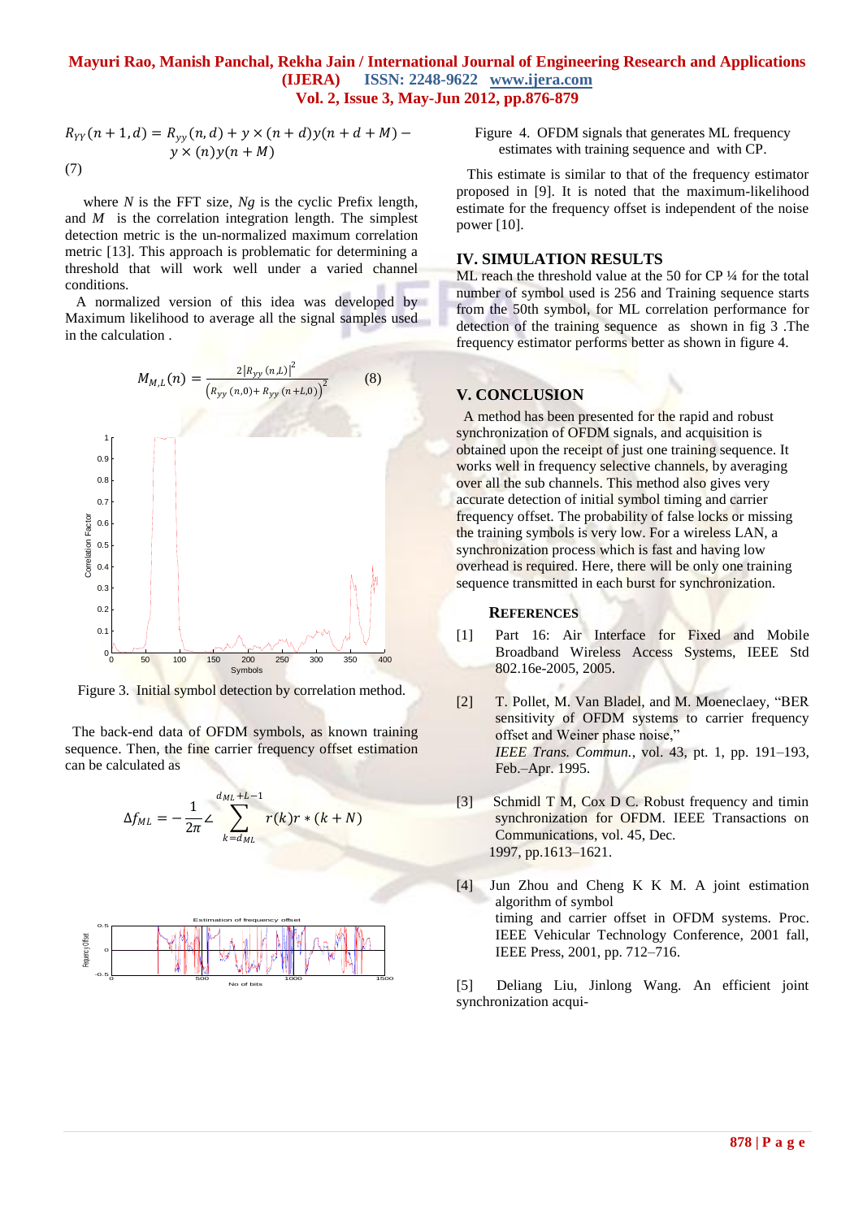$$R_{YY}(n+1,d) = R_{yy}(n,d) + y \times (n+d)y(n+d+M) - y \times (n)y(n+M)$$

(7)

where $N$ is the FFT size, $Ng$ is the cyclic Prefix length, and $M$ is the correlation integration length. The simplest detection metric is the un-normalized maximum correlation metric [13]. This approach is problematic for determining a threshold that will work well under a varied channel conditions.

A normalized version of this idea was developed by Maximum likelihood to average all the signal samples used in the calculation .

$$M_{M,L}(n) = \frac{2\left|R_{yy}(n,L)\right|^2}{\left(R_{yy}(n,0) + R_{yy}(n+L,0)\right)^2} \quad (8)$$

Figure 3. Initial symbol detection by correlation method.

The back-end data of OFDM symbols, as known training sequence. Then, the fine carrier frequency offset estimation can be calculated as

$$\Delta f_{ML} = -\frac{1}{2\pi} \angle \sum_{k=d_{ML}}^{d_{ML}+L-1} r(k) r * (k+N)$$

Figure 4. OFDM signals that generates ML frequency estimates with training sequence and with CP.

This estimate is similar to that of the frequency estimator proposed in [9]. It is noted that the maximum-likelihood estimate for the frequency offset is independent of the noise power [10].

## IV. SIMULATION RESULTS

ML reach the threshold value at the 50 for CP ¼ for the total number of symbol used is 256 and Training sequence starts from the 50th symbol, for ML correlation performance for detection of the training sequence as shown in fig 3 .The frequency estimator performs better as shown in figure 4.

## V. CONCLUSION

A method has been presented for the rapid and robust synchronization of OFDM signals, and acquisition is obtained upon the receipt of just one training sequence. It works well in frequency selective channels, by averaging over all the sub channels. This method also gives very accurate detection of initial symbol timing and carrier frequency offset. The probability of false locks or missing the training symbols is very low. For a wireless LAN, a synchronization process which is fast and having low overhead is required. Here, there will be only one training sequence transmitted in each burst for synchronization.

### REFERENCES

[1] Part 16: Air Interface for Fixed and Mobile Broadband Wireless Access Systems, IEEE Std 802.16e-2005, 2005.

[2] T. Pollet, M. Van Bladel, and M. Moeneclaey, "BER sensitivity of OFDM systems to carrier frequency offset and Weiner phase noise," *IEEE Trans. Commun.*, vol. 43, pt. 1, pp. 191–193, Feb.–Apr. 1995.

[3] Schmidl T M, Cox D C. Robust frequency and timin synchronization for OFDM. IEEE Transactions on Communications, vol. 45, Dec. 1997, pp.1613–1621.

[4] Jun Zhou and Cheng K K M. A joint estimation algorithm of symbol timing and carrier offset in OFDM systems. Proc. IEEE Vehicular Technology Conference, 2001 fall, IEEE Press, 2001, pp. 712–716.

[5] Deliang Liu, Jinlong Wang. An efficient joint synchronization acqui-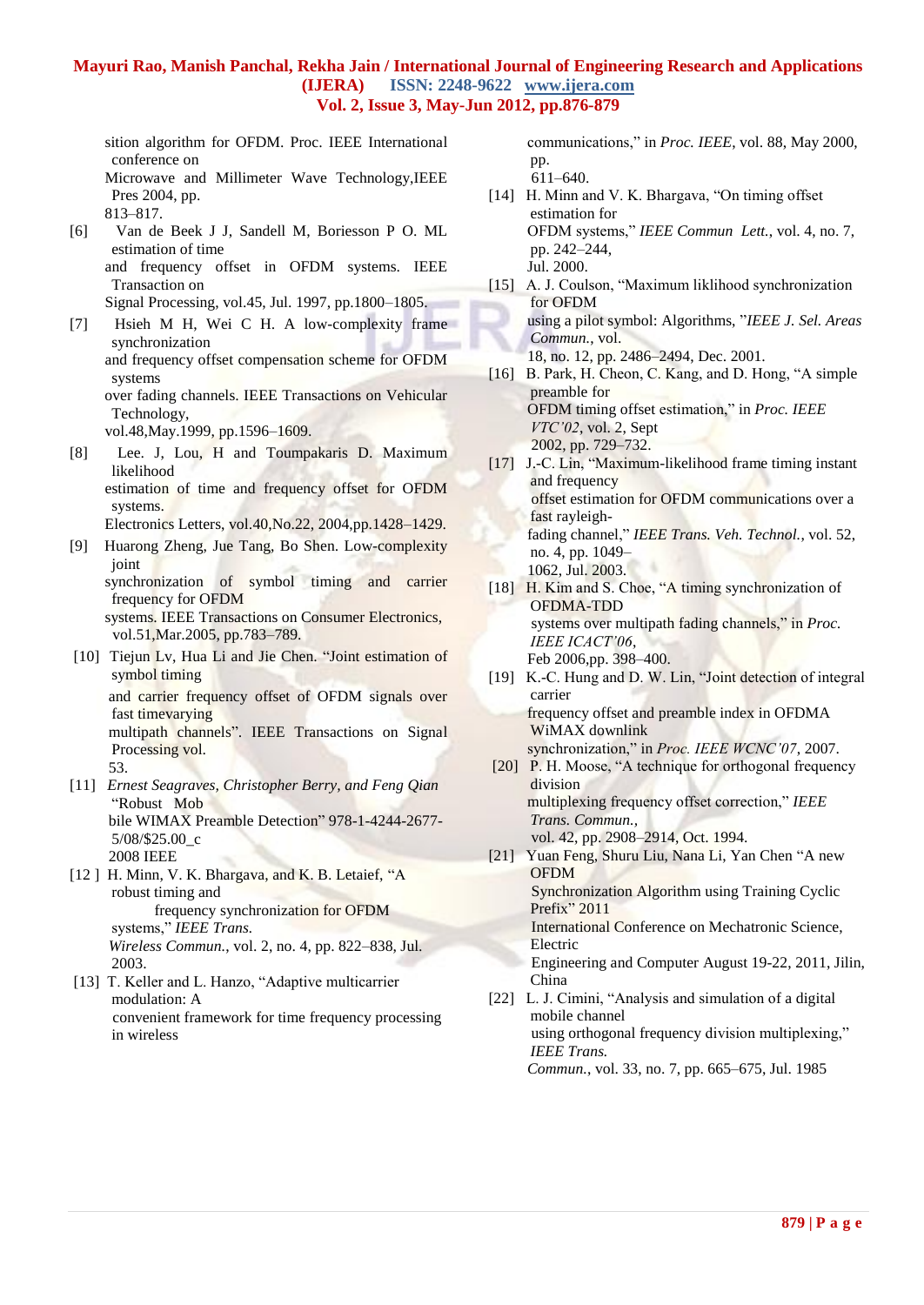sition algorithm for OFDM. Proc. IEEE International conference on Microwave and Millimeter Wave Technology,IEEE Pres 2004, pp. 813–817.

[6] Van de Beek J J, Sandell M, Boriesson P O. ML estimation of time and frequency offset in OFDM systems. IEEE Transaction on Signal Processing, vol.45, Jul. 1997, pp.1800–1805.

[7] Hsieh M H, Wei C H. A low-complexity frame synchronization and frequency offset compensation scheme for OFDM systems over fading channels. IEEE Transactions on Vehicular Technology, vol.48,May.1999, pp.1596–1609.

[8] Lee. J, Lou, H and Toumpakaris D. Maximum likelihood estimation of time and frequency offset for OFDM systems. Electronics Letters, vol.40,No.22, 2004,pp.1428–1429.

[9] Huarong Zheng, Jue Tang, Bo Shen. Low-complexity joint synchronization of symbol timing and carrier frequency for OFDM systems. IEEE Transactions on Consumer Electronics, vol.51,Mar.2005, pp.783–789.

[10] Tiejun Lv, Hua Li and Jie Chen. "Joint estimation of symbol timing and carrier frequency offset of OFDM signals over fast timevarying multipath channels". IEEE Transactions on Signal Processing vol. 53.

[11] *Ernest Seagraves, Christopher Berry, and Feng Qian* "Robust Mob bile WIMAX Preamble Detection" 978-1-4244-2677-5/08/$25.00_c 2008 IEEE

[12 ] H. Minn, V. K. Bhargava, and K. B. Letaief, "A robust timing and frequency synchronization for OFDM systems," *IEEE Trans. Wireless Commun.*, vol. 2, no. 4, pp. 822–838, Jul. 2003.

[13] T. Keller and L. Hanzo, "Adaptive multicarrier modulation: A convenient framework for time frequency processing in wireless communications," in *Proc. IEEE*, vol. 88, May 2000, pp. 611–640.

[14] H. Minn and V. K. Bhargava, "On timing offset estimation for OFDM systems," *IEEE Commun Lett.*, vol. 4, no. 7, pp. 242–244, Jul. 2000.

[15] A. J. Coulson, "Maximum liklihood synchronization for OFDM using a pilot symbol: Algorithms, "*IEEE J. Sel. Areas Commun.*, vol. 18, no. 12, pp. 2486–2494, Dec. 2001.

[16] B. Park, H. Cheon, C. Kang, and D. Hong, "A simple preamble for OFDM timing offset estimation," in *Proc. IEEE VTC'02*, vol. 2, Sept 2002, pp. 729–732.

[17] J.-C. Lin, "Maximum-likelihood frame timing instant and frequency offset estimation for OFDM communications over a fast rayleigh-fading channel," *IEEE Trans. Veh. Technol.*, vol. 52, no. 4, pp. 1049–1062, Jul. 2003.

[18] H. Kim and S. Choe, "A timing synchronization of OFDMA-TDD systems over multipath fading channels," in *Proc. IEEE ICACT'06*, Feb 2006,pp. 398–400.

[19] K.-C. Hung and D. W. Lin, "Joint detection of integral carrier frequency offset and preamble index in OFDMA WiMAX downlink synchronization," in *Proc. IEEE WCNC'07*, 2007.

[20] P. H. Moose, "A technique for orthogonal frequency division multiplexing frequency offset correction," *IEEE Trans. Commun.*, vol. 42, pp. 2908–2914, Oct. 1994.

[21] Yuan Feng, Shuru Liu, Nana Li, Yan Chen "A new OFDM Synchronization Algorithm using Training Cyclic Prefix" 2011 International Conference on Mechatronic Science, Electric Engineering and Computer August 19-22, 2011, Jilin, China

[22] L. J. Cimini, "Analysis and simulation of a digital mobile channel using orthogonal frequency division multiplexing," *IEEE Trans. Commun.*, vol. 33, no. 7, pp. 665–675, Jul. 1985